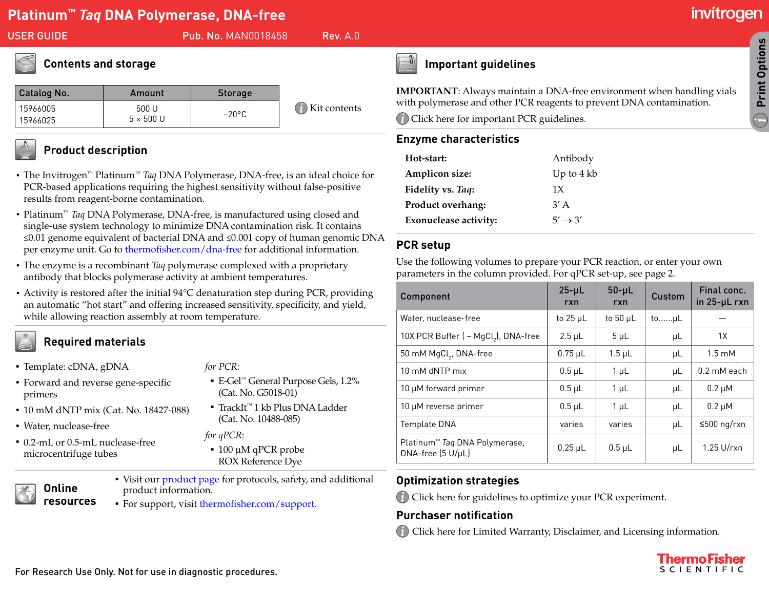# Platinum™ *Taq* DNA Polymerase, DNA-free

USER GUIDE Pub. No. MAN0018458 Rev. A.0

## Contents and storage

| Catalog No. | Amount | Storage |
|---|---|---|
| 15966005<br>15966025 | 500 U<br>5 × 500 U | –20°C |

Kit contents

## Product description

- The Invitrogen™ Platinum™ *Taq* DNA Polymerase, DNA-free, is an ideal choice for PCR-based applications requiring the highest sensitivity without false-positive results from reagent-borne contamination.
- Platinum™ *Taq* DNA Polymerase, DNA-free, is manufactured using closed and single-use system technology to minimize DNA contamination risk. It contains ≤0.01 genome equivalent of bacterial DNA and ≤0.001 copy of human genomic DNA per enzyme unit. Go to thermofisher.com/dna-free for additional information.
- The enzyme is a recombinant *Taq* polymerase complexed with a proprietary antibody that blocks polymerase activity at ambient temperatures.
- Activity is restored after the initial 94°C denaturation step during PCR, providing an automatic "hot start" and offering increased sensitivity, specificity, and yield, while allowing reaction assembly at room temperature.

## Required materials

- Template: cDNA, gDNA
- Forward and reverse gene-specific primers
- 10 mM dNTP mix (Cat. No. 18427-088)
- Water, nuclease-free
- 0.2-mL or 0.5-mL nuclease-free microcentrifuge tubes

*for PCR*:

- E-Gel™ General Purpose Gels, 1.2% (Cat. No. G5018-01)
- TrackIt™ 1 kb Plus DNA Ladder (Cat. No. 10488-085)

*for qPCR*:

- 100 µM qPCR probe ROX Reference Dye

## Online resources

- Visit our product page for protocols, safety, and additional product information.
- For support, visit thermofisher.com/support.

## Important guidelines

**IMPORTANT**: Always maintain a DNA-free environment when handling vials with polymerase and other PCR reagents to prevent DNA contamination.

Click here for important PCR guidelines.

## Enzyme characteristics

| | |
|---|---|
| **Hot-start:** | Antibody |
| **Amplicon size:** | Up to 4 kb |
| **Fidelity vs. *Taq*:** | 1X |
| **Product overhang:** | 3′ A |
| **Exonuclease activity:** | 5′ → 3′ |

## PCR setup

Use the following volumes to prepare your PCR reaction, or enter your own parameters in the column provided. For qPCR set-up, see page 2.

| Component | 25-µL rxn | 50-µL rxn | Custom | Final conc. in 25-µL rxn |
|---|---|---|---|---|
| Water, nuclease-free | to 25 µL | to 50 µL | to......µL | — |
| 10X PCR Buffer (– $MgCl_2$), DNA-free | 2.5 µL | 5 µL | µL | 1X |
| 50 mM $MgCl_2$, DNA-free | 0.75 µL | 1.5 µL | µL | 1.5 mM |
| 10 mM dNTP mix | 0.5 µL | 1 µL | µL | 0.2 mM each |
| 10 µM forward primer | 0.5 µL | 1 µL | µL | 0.2 µM |
| 10 µM reverse primer | 0.5 µL | 1 µL | µL | 0.2 µM |
| Template DNA | varies | varies | µL | ≤500 ng/rxn |
| Platinum™ *Taq* DNA Polymerase, DNA-free (5 U/µL) | 0.25 µL | 0.5 µL | µL | 1.25 U/rxn |

## Optimization strategies

Click here for guidelines to optimize your PCR experiment.

## Purchaser notification

Click here for Limited Warranty, Disclaimer, and Licensing information.

For Research Use Only. Not for use in diagnostic procedures.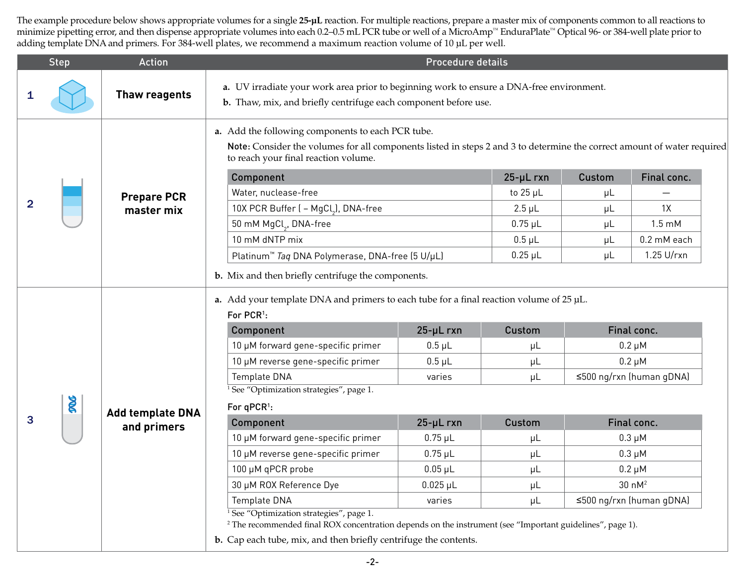The example procedure below shows appropriate volumes for a single **25-µL** reaction. For multiple reactions, prepare a master mix of components common to all reactions to minimize pipetting error, and then dispense appropriate volumes into each 0.2–0.5 mL PCR tube or well of a MicroAmp™ EnduraPlate™ Optical 96- or 384-well plate prior to adding template DNA and primers. For 384-well plates, we recommend a maximum reaction volume of 10 µL per well.

| Step | Action | Procedure details |
|---|---|---|
| 1 | **Thaw reagents** | **a.** UV irradiate your work area prior to beginning work to ensure a DNA-free environment. **b.** Thaw, mix, and briefly centrifuge each component before use. |
| 2 | **Prepare PCR master mix** | See below |
| 3 | **Add template DNA and primers** | See below |

**Step 2 – Prepare PCR master mix**

**a.** Add the following components to each PCR tube.

**Note:** Consider the volumes for all components listed in steps 2 and 3 to determine the correct amount of water required to reach your final reaction volume.

| Component | 25-µL rxn | Custom | Final conc. |
|---|---|---|---|
| Water, nuclease-free | to 25 µL | µL | — |
| 10X PCR Buffer (– $MgCl_2$), DNA-free | 2.5 µL | µL | 1X |
| 50 mM $MgCl_2$, DNA-free | 0.75 µL | µL | 1.5 mM |
| 10 mM dNTP mix | 0.5 µL | µL | 0.2 mM each |
| Platinum™ *Taq* DNA Polymerase, DNA-free (5 U/µL) | 0.25 µL | µL | 1.25 U/rxn |

**b.** Mix and then briefly centrifuge the components.

**Step 3 – Add template DNA and primers**

**a.** Add your template DNA and primers to each tube for a final reaction volume of 25 µL.

For PCR[1]:

| Component | 25-µL rxn | Custom | Final conc. |
|---|---|---|---|
| 10 µM forward gene-specific primer | 0.5 µL | µL | 0.2 µM |
| 10 µM reverse gene-specific primer | 0.5 µL | µL | 0.2 µM |
| Template DNA | varies | µL | ≤500 ng/rxn (human gDNA) |

[1] See "Optimization strategies", page 1.

For qPCR[1]:

| Component | 25-µL rxn | Custom | Final conc. |
|---|---|---|---|
| 10 µM forward gene-specific primer | 0.75 µL | µL | 0.3 µM |
| 10 µM reverse gene-specific primer | 0.75 µL | µL | 0.3 µM |
| 100 µM qPCR probe | 0.05 µL | µL | 0.2 µM |
| 30 µM ROX Reference Dye | 0.025 µL | µL | 30 nM[2] |
| Template DNA | varies | µL | ≤500 ng/rxn (human gDNA) |

[1] See "Optimization strategies", page 1.
[2] The recommended final ROX concentration depends on the instrument (see "Important guidelines", page 1).

**b.** Cap each tube, mix, and then briefly centrifuge the contents.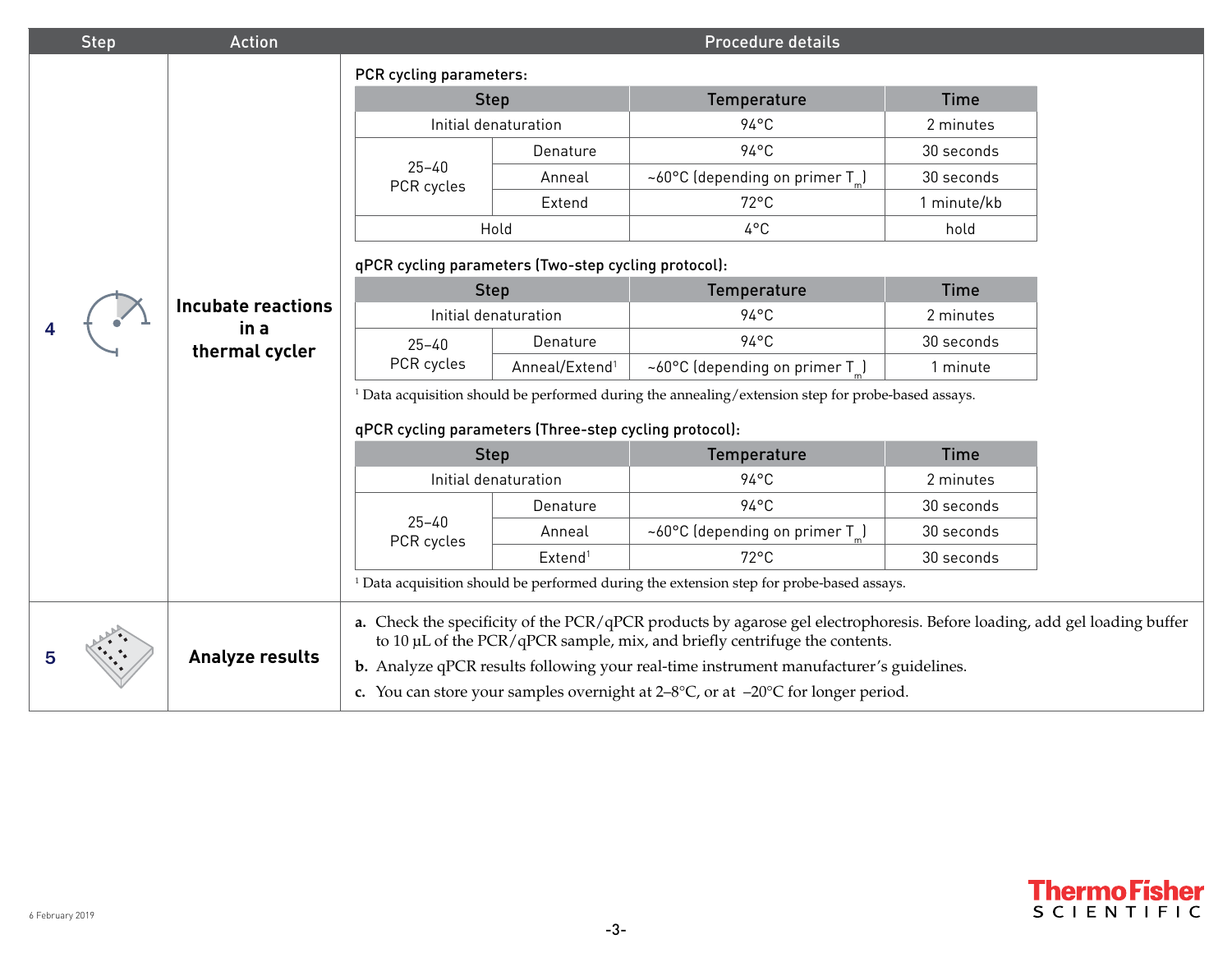| Step | Action | Procedure details |
|---|---|---|
| 4 | Incubate reactions in a thermal cycler | See PCR/qPCR cycling parameters below |
| 5 | Analyze results | See details below |

**Step 4 — Incubate reactions in a thermal cycler**

PCR cycling parameters:

| Step | | Temperature | Time |
|---|---|---|---|
| Initial denaturation | | 94°C | 2 minutes |
| 25–40 PCR cycles | Denature | 94°C | 30 seconds |
| | Anneal | ~60°C (depending on primer $T_m$) | 30 seconds |
| | Extend | 72°C | 1 minute/kb |
| Hold | | 4°C | hold |

qPCR cycling parameters (Two-step cycling protocol):

| Step | | Temperature | Time |
|---|---|---|---|
| Initial denaturation | | 94°C | 2 minutes |
| 25–40 PCR cycles | Denature | 94°C | 30 seconds |
| | Anneal/Extend[1] | ~60°C (depending on primer $T_m$) | 1 minute |

[1] Data acquisition should be performed during the annealing/extension step for probe-based assays.

qPCR cycling parameters (Three-step cycling protocol):

| Step | | Temperature | Time |
|---|---|---|---|
| Initial denaturation | | 94°C | 2 minutes |
| 25–40 PCR cycles | Denature | 94°C | 30 seconds |
| | Anneal | ~60°C (depending on primer $T_m$) | 30 seconds |
| | Extend[1] | 72°C | 30 seconds |

[1] Data acquisition should be performed during the extension step for probe-based assays.

**Step 5 — Analyze results**

a. Check the specificity of the PCR/qPCR products by agarose gel electrophoresis. Before loading, add gel loading buffer to 10 µL of the PCR/qPCR sample, mix, and briefly centrifuge the contents.

b. Analyze qPCR results following your real-time instrument manufacturer's guidelines.

c. You can store your samples overnight at 2–8°C, or at –20°C for longer period.

6 February 2019